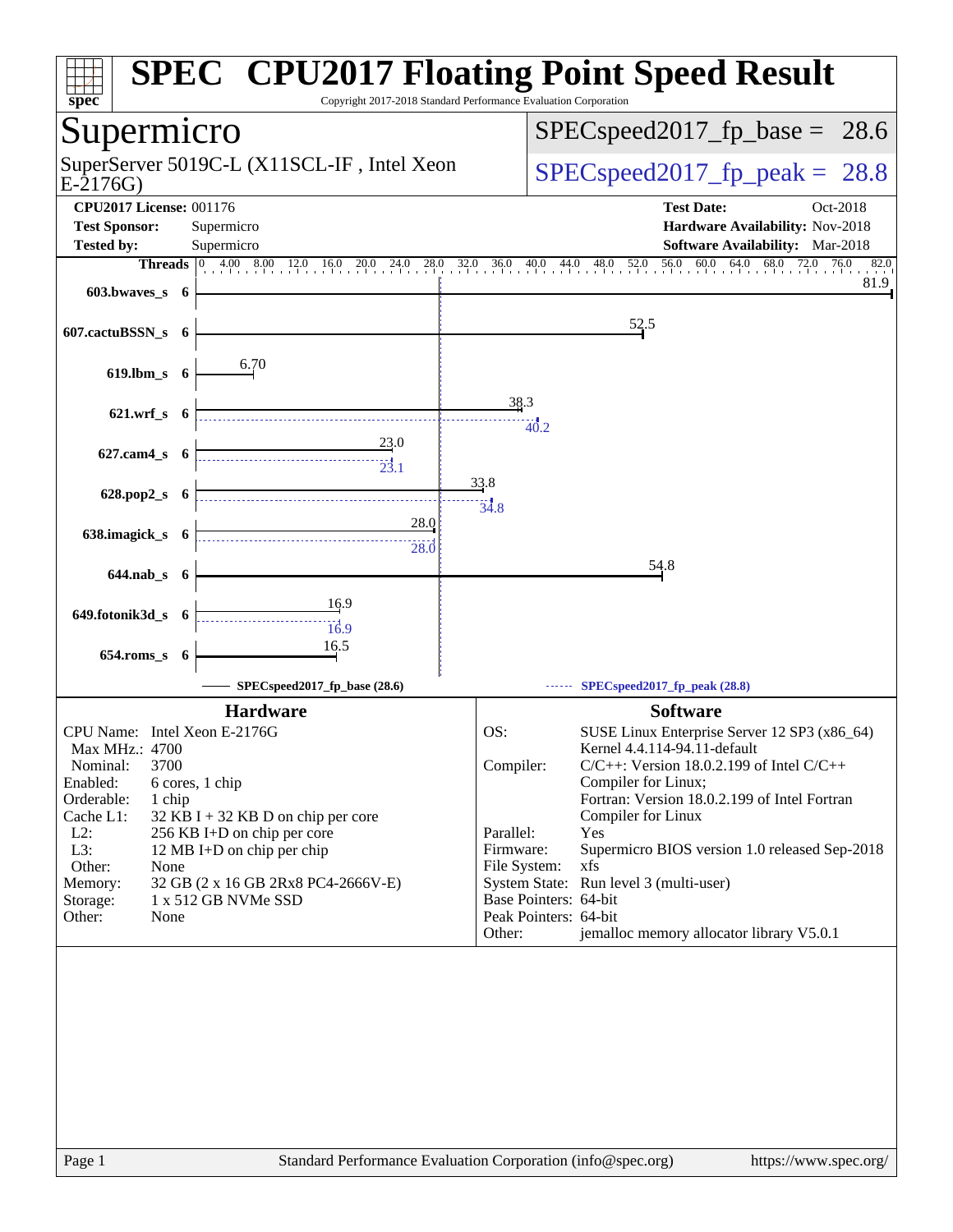# SPEC CPU2017 Floating Point Speed Result

Copyright 2017-2018 Standard Performance Evaluation Corporation

## Supermicro

SuperServer 5019C-L (X11SCL-IF , Intel Xeon E-2176G)

SPECspeed2017_fp_base = 28.6

SPECspeed2017_fp_peak = 28.8

| | | | |
|---|---|---|---|
| **CPU2017 License:** | 001176 | **Test Date:** | Oct-2018 |
| **Test Sponsor:** | Supermicro | **Hardware Availability:** | Nov-2018 |
| **Tested by:** | Supermicro | **Software Availability:** | Mar-2018 |

| Benchmark | Threads | Base | Peak |
|---|---|---|---|
| 603.bwaves_s | 6 | 81.9 | |
| 607.cactuBSSN_s | 6 | 52.5 | |
| 619.lbm_s | 6 | 6.70 | |
| 621.wrf_s | 6 | 38.3 | 40.2 |
| 627.cam4_s | 6 | 23.0 | 23.1 |
| 628.pop2_s | 6 | 33.8 | 34.8 |
| 638.imagick_s | 6 | 28.0 | 28.0 |
| 644.nab_s | 6 | 54.8 | |
| 649.fotonik3d_s | 6 | 16.9 | 16.9 |
| 654.roms_s | 6 | 16.5 | |

SPECspeed2017_fp_base (28.6) — SPECspeed2017_fp_peak (28.8)

### Hardware

| | |
|---|---|
| CPU Name: | Intel Xeon E-2176G |
| Max MHz.: | 4700 |
| Nominal: | 3700 |
| Enabled: | 6 cores, 1 chip |
| Orderable: | 1 chip |
| Cache L1: | 32 KB I + 32 KB D on chip per core |
| L2: | 256 KB I+D on chip per core |
| L3: | 12 MB I+D on chip per chip |
| Other: | None |
| Memory: | 32 GB (2 x 16 GB 2Rx8 PC4-2666V-E) |
| Storage: | 1 x 512 GB NVMe SSD |
| Other: | None |

### Software

| | |
|---|---|
| OS: | SUSE Linux Enterprise Server 12 SP3 (x86_64) Kernel 4.4.114-94.11-default |
| Compiler: | C/C++: Version 18.0.2.199 of Intel C/C++ Compiler for Linux; Fortran: Version 18.0.2.199 of Intel Fortran Compiler for Linux |
| Parallel: | Yes |
| Firmware: | Supermicro BIOS version 1.0 released Sep-2018 |
| File System: | xfs |
| System State: | Run level 3 (multi-user) |
| Base Pointers: | 64-bit |
| Peak Pointers: | 64-bit |
| Other: | jemalloc memory allocator library V5.0.1 |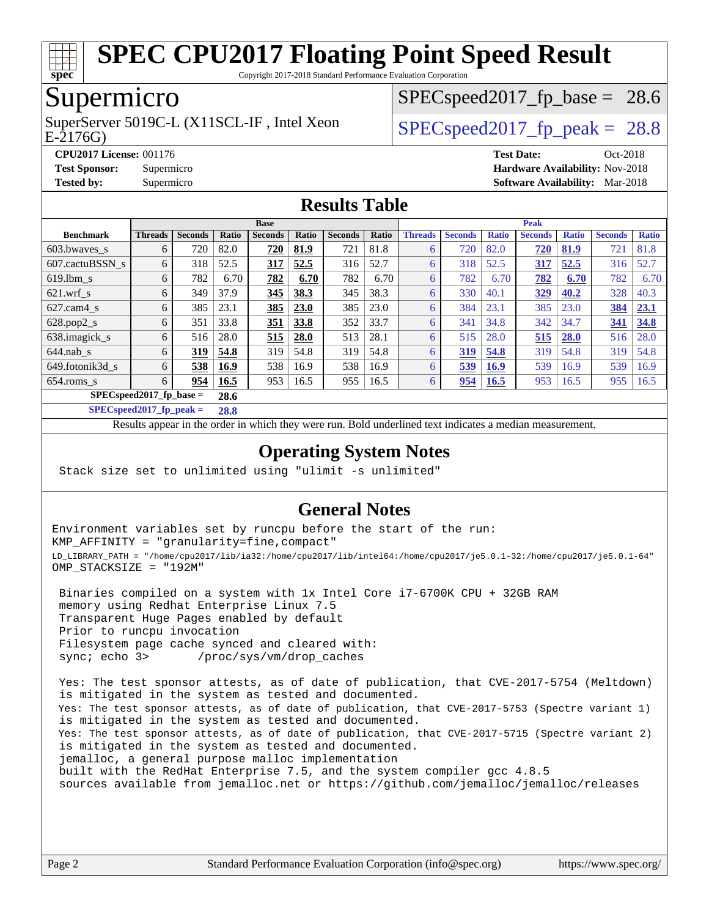# SPEC CPU2017 Floating Point Speed Result

Copyright 2017-2018 Standard Performance Evaluation Corporation

## Supermicro

SuperServer 5019C-L (X11SCL-IF , Intel Xeon E-2176G)

SPECspeed2017_fp_base = 28.6

SPECspeed2017_fp_peak = 28.8

**CPU2017 License:** 001176
**Test Sponsor:** Supermicro
**Tested by:** Supermicro

**Test Date:** Oct-2018
**Hardware Availability:** Nov-2018
**Software Availability:** Mar-2018

## Results Table

| | Base | | | | | | | Peak | | | | | | |
|---|---|---|---|---|---|---|---|---|---|---|---|---|---|---|
| Benchmark | Threads | Seconds | Ratio | Seconds | Ratio | Seconds | Ratio | Threads | Seconds | Ratio | Seconds | Ratio | Seconds | Ratio |
| 603.bwaves_s | 6 | 720 | 82.0 | **720** | **81.9** | 721 | 81.8 | 6 | 720 | 82.0 | **720** | **81.9** | 721 | 81.8 |
| 607.cactuBSSN_s | 6 | 318 | 52.5 | **317** | **52.5** | 316 | 52.7 | 6 | 318 | 52.5 | **317** | **52.5** | 316 | 52.7 |
| 619.lbm_s | 6 | 782 | 6.70 | **782** | **6.70** | 782 | 6.70 | 6 | 782 | 6.70 | **782** | **6.70** | 782 | 6.70 |
| 621.wrf_s | 6 | 349 | 37.9 | **345** | **38.3** | 345 | 38.3 | 6 | 330 | 40.1 | **329** | **40.2** | 328 | 40.3 |
| 627.cam4_s | 6 | 385 | 23.1 | **385** | **23.0** | 385 | 23.0 | 6 | 384 | 23.1 | 385 | 23.0 | **384** | **23.1** |
| 628.pop2_s | 6 | 351 | 33.8 | **351** | **33.8** | 352 | 33.7 | 6 | 341 | 34.8 | 342 | 34.7 | **341** | **34.8** |
| 638.imagick_s | 6 | 516 | 28.0 | **515** | **28.0** | 513 | 28.1 | 6 | 515 | 28.0 | **515** | **28.0** | 516 | 28.0 |
| 644.nab_s | 6 | **319** | **54.8** | 319 | 54.8 | 319 | 54.8 | 6 | **319** | **54.8** | 319 | 54.8 | 319 | 54.8 |
| 649.fotonik3d_s | 6 | **538** | **16.9** | 538 | 16.9 | 538 | 16.9 | 6 | **539** | **16.9** | 539 | 16.9 | 539 | 16.9 |
| 654.roms_s | 6 | **954** | **16.5** | 953 | 16.5 | 955 | 16.5 | 6 | **954** | **16.5** | 953 | 16.5 | 955 | 16.5 |

**SPECspeed2017_fp_base =** **28.6**

**SPECspeed2017_fp_peak =** **28.8**

Results appear in the order in which they were run. Bold underlined text indicates a median measurement.

## Operating System Notes

```
Stack size set to unlimited using "ulimit -s unlimited"
```

## General Notes

```
Environment variables set by runcpu before the start of the run:
KMP_AFFINITY = "granularity=fine,compact"
LD_LIBRARY_PATH = "/home/cpu2017/lib/ia32:/home/cpu2017/lib/intel64:/home/cpu2017/je5.0.1-32:/home/cpu2017/je5.0.1-64"
OMP_STACKSIZE = "192M"

 Binaries compiled on a system with 1x Intel Core i7-6700K CPU + 32GB RAM
 memory using Redhat Enterprise Linux 7.5
 Transparent Huge Pages enabled by default
 Prior to runcpu invocation
 Filesystem page cache synced and cleared with:
 sync; echo 3>       /proc/sys/vm/drop_caches

 Yes: The test sponsor attests, as of date of publication, that CVE-2017-5754 (Meltdown)
 is mitigated in the system as tested and documented.
 Yes: The test sponsor attests, as of date of publication, that CVE-2017-5753 (Spectre variant 1)
 is mitigated in the system as tested and documented.
 Yes: The test sponsor attests, as of date of publication, that CVE-2017-5715 (Spectre variant 2)
 is mitigated in the system as tested and documented.
 jemalloc, a general purpose malloc implementation
 built with the RedHat Enterprise 7.5, and the system compiler gcc 4.8.5
 sources available from jemalloc.net or https://github.com/jemalloc/jemalloc/releases
```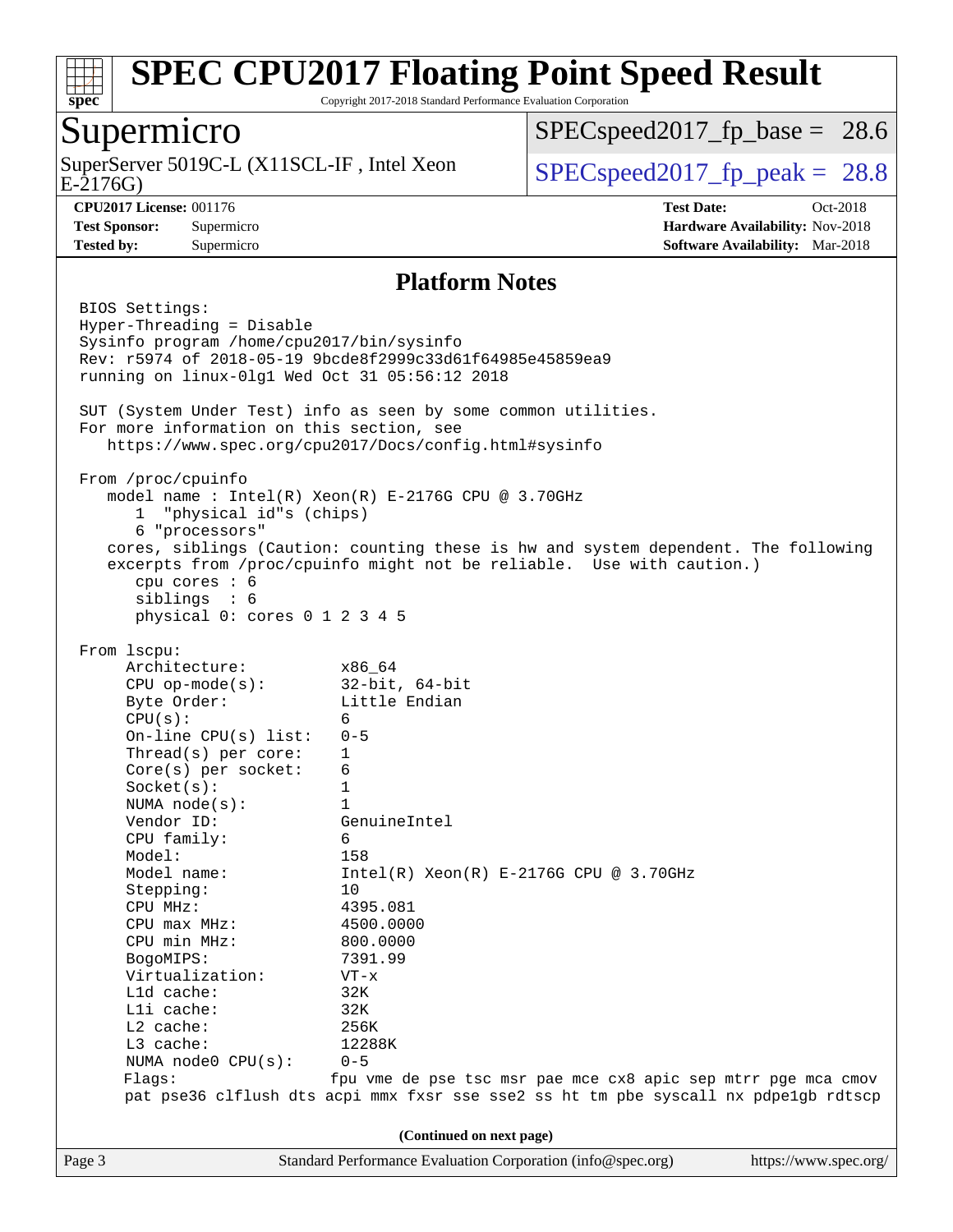## Platform Notes

```
BIOS Settings:
Hyper-Threading = Disable
Sysinfo program /home/cpu2017/bin/sysinfo
Rev: r5974 of 2018-05-19 9bcde8f2999c33d61f64985e45859ea9
running on linux-0lg1 Wed Oct 31 05:56:12 2018

SUT (System Under Test) info as seen by some common utilities.
For more information on this section, see
   https://www.spec.org/cpu2017/Docs/config.html#sysinfo

From /proc/cpuinfo
   model name : Intel(R) Xeon(R) E-2176G CPU @ 3.70GHz
      1  "physical id"s (chips)
      6 "processors"
   cores, siblings (Caution: counting these is hw and system dependent. The following
   excerpts from /proc/cpuinfo might not be reliable.  Use with caution.)
      cpu cores : 6
      siblings  : 6
      physical 0: cores 0 1 2 3 4 5

From lscpu:
     Architecture:          x86_64
     CPU op-mode(s):        32-bit, 64-bit
     Byte Order:            Little Endian
     CPU(s):                6
     On-line CPU(s) list:   0-5
     Thread(s) per core:    1
     Core(s) per socket:    6
     Socket(s):             1
     NUMA node(s):          1
     Vendor ID:             GenuineIntel
     CPU family:            6
     Model:                 158
     Model name:            Intel(R) Xeon(R) E-2176G CPU @ 3.70GHz
     Stepping:              10
     CPU MHz:               4395.081
     CPU max MHz:           4500.0000
     CPU min MHz:           800.0000
     BogoMIPS:              7391.99
     Virtualization:        VT-x
     L1d cache:             32K
     L1i cache:             32K
     L2 cache:              256K
     L3 cache:              12288K
     NUMA node0 CPU(s):     0-5
     Flags:                fpu vme de pse tsc msr pae mce cx8 apic sep mtrr pge mca cmov
     pat pse36 clflush dts acpi mmx fxsr sse sse2 ss ht tm pbe syscall nx pdpe1gb rdtscp
```

**(Continued on next page)**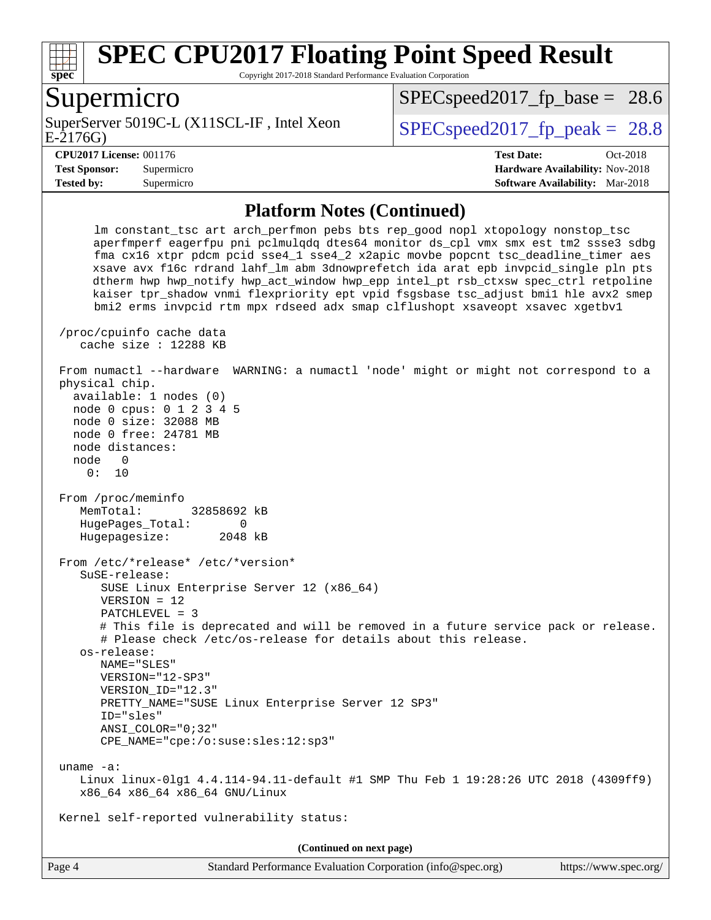## Platform Notes (Continued)

```
     lm constant_tsc art arch_perfmon pebs bts rep_good nopl xtopology nonstop_tsc
     aperfmperf eagerfpu pni pclmulqdq dtes64 monitor ds_cpl vmx smx est tm2 ssse3 sdbg
     fma cx16 xtpr pdcm pcid sse4_1 sse4_2 x2apic movbe popcnt tsc_deadline_timer aes
     xsave avx f16c rdrand lahf_lm abm 3dnowprefetch ida arat epb invpcid_single pln pts
     dtherm hwp hwp_notify hwp_act_window hwp_epp intel_pt rsb_ctxsw spec_ctrl retpoline
     kaiser tpr_shadow vnmi flexpriority ept vpid fsgsbase tsc_adjust bmi1 hle avx2 smep
     bmi2 erms invpcid rtm mpx rdseed adx smap clflushopt xsaveopt xsavec xgetbv1

 /proc/cpuinfo cache data
    cache size : 12288 KB

 From numactl --hardware  WARNING: a numactl 'node' might or might not correspond to a
 physical chip.
   available: 1 nodes (0)
   node 0 cpus: 0 1 2 3 4 5
   node 0 size: 32088 MB
   node 0 free: 24781 MB
   node distances:
   node   0
     0:  10

 From /proc/meminfo
    MemTotal:       32858692 kB
    HugePages_Total:       0
    Hugepagesize:       2048 kB

 From /etc/*release* /etc/*version*
    SuSE-release:
       SUSE Linux Enterprise Server 12 (x86_64)
       VERSION = 12
       PATCHLEVEL = 3
       # This file is deprecated and will be removed in a future service pack or release.
       # Please check /etc/os-release for details about this release.
    os-release:
       NAME="SLES"
       VERSION="12-SP3"
       VERSION_ID="12.3"
       PRETTY_NAME="SUSE Linux Enterprise Server 12 SP3"
       ID="sles"
       ANSI_COLOR="0;32"
       CPE_NAME="cpe:/o:suse:sles:12:sp3"

 uname -a:
    Linux linux-0lg1 4.4.114-94.11-default #1 SMP Thu Feb 1 19:28:26 UTC 2018 (4309ff9)
    x86_64 x86_64 x86_64 GNU/Linux

 Kernel self-reported vulnerability status:
```

(Continued on next page)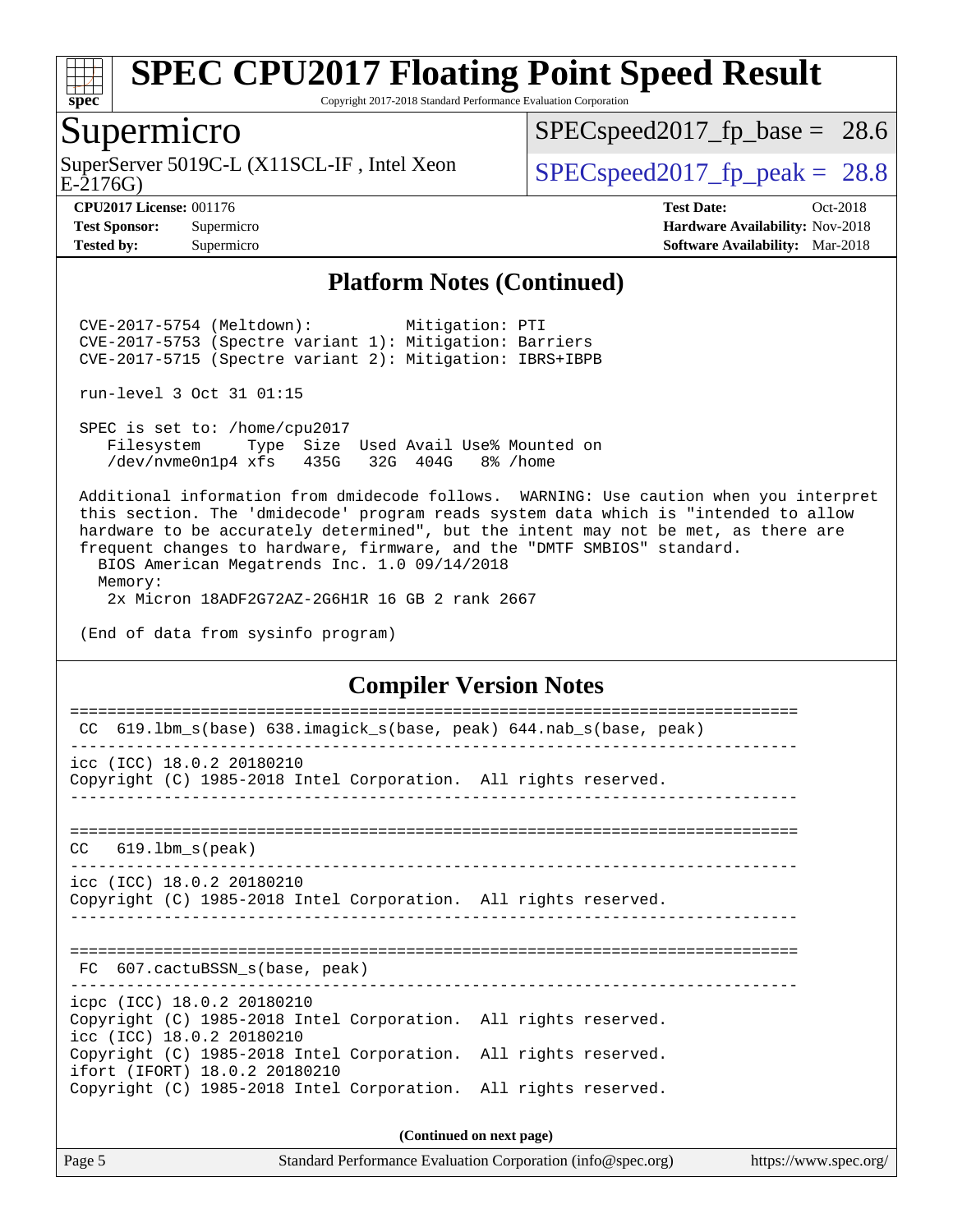## Platform Notes (Continued)

```
CVE-2017-5754 (Meltdown):          Mitigation: PTI
CVE-2017-5753 (Spectre variant 1): Mitigation: Barriers
CVE-2017-5715 (Spectre variant 2): Mitigation: IBRS+IBPB

run-level 3 Oct 31 01:15

SPEC is set to: /home/cpu2017
   Filesystem     Type  Size  Used Avail Use% Mounted on
   /dev/nvme0n1p4 xfs   435G   32G  404G   8% /home

Additional information from dmidecode follows.  WARNING: Use caution when you interpret
this section. The 'dmidecode' program reads system data which is "intended to allow
hardware to be accurately determined", but the intent may not be met, as there are
frequent changes to hardware, firmware, and the "DMTF SMBIOS" standard.
  BIOS American Megatrends Inc. 1.0 09/14/2018
  Memory:
   2x Micron 18ADF2G72AZ-2G6H1R 16 GB 2 rank 2667

(End of data from sysinfo program)
```

## Compiler Version Notes

```
==============================================================================
 CC  619.lbm_s(base) 638.imagick_s(base, peak) 644.nab_s(base, peak)
------------------------------------------------------------------------------
icc (ICC) 18.0.2 20180210
Copyright (C) 1985-2018 Intel Corporation.  All rights reserved.
------------------------------------------------------------------------------

==============================================================================
CC   619.lbm_s(peak)
------------------------------------------------------------------------------
icc (ICC) 18.0.2 20180210
Copyright (C) 1985-2018 Intel Corporation.  All rights reserved.
------------------------------------------------------------------------------

==============================================================================
 FC  607.cactuBSSN_s(base, peak)
------------------------------------------------------------------------------
icpc (ICC) 18.0.2 20180210
Copyright (C) 1985-2018 Intel Corporation.  All rights reserved.
icc (ICC) 18.0.2 20180210
Copyright (C) 1985-2018 Intel Corporation.  All rights reserved.
ifort (IFORT) 18.0.2 20180210
Copyright (C) 1985-2018 Intel Corporation.  All rights reserved.
```

**(Continued on next page)**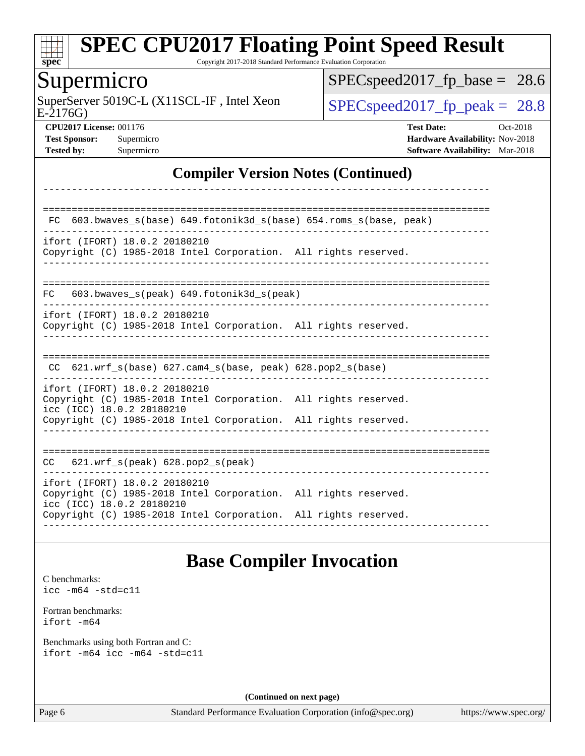## Compiler Version Notes (Continued)

```
------------------------------------------------------------------------------

==============================================================================
 FC  603.bwaves_s(base) 649.fotonik3d_s(base) 654.roms_s(base, peak)
------------------------------------------------------------------------------
ifort (IFORT) 18.0.2 20180210
Copyright (C) 1985-2018 Intel Corporation.  All rights reserved.
------------------------------------------------------------------------------

==============================================================================
FC   603.bwaves_s(peak) 649.fotonik3d_s(peak)
------------------------------------------------------------------------------
ifort (IFORT) 18.0.2 20180210
Copyright (C) 1985-2018 Intel Corporation.  All rights reserved.
------------------------------------------------------------------------------

==============================================================================
 CC  621.wrf_s(base) 627.cam4_s(base, peak) 628.pop2_s(base)
------------------------------------------------------------------------------
ifort (IFORT) 18.0.2 20180210
Copyright (C) 1985-2018 Intel Corporation.  All rights reserved.
icc (ICC) 18.0.2 20180210
Copyright (C) 1985-2018 Intel Corporation.  All rights reserved.
------------------------------------------------------------------------------

==============================================================================
CC   621.wrf_s(peak) 628.pop2_s(peak)
------------------------------------------------------------------------------
ifort (IFORT) 18.0.2 20180210
Copyright (C) 1985-2018 Intel Corporation.  All rights reserved.
icc (ICC) 18.0.2 20180210
Copyright (C) 1985-2018 Intel Corporation.  All rights reserved.
------------------------------------------------------------------------------
```

## Base Compiler Invocation

C benchmarks:
`icc -m64 -std=c11`

Fortran benchmarks:
`ifort -m64`

Benchmarks using both Fortran and C:
`ifort -m64 icc -m64 -std=c11`

**(Continued on next page)**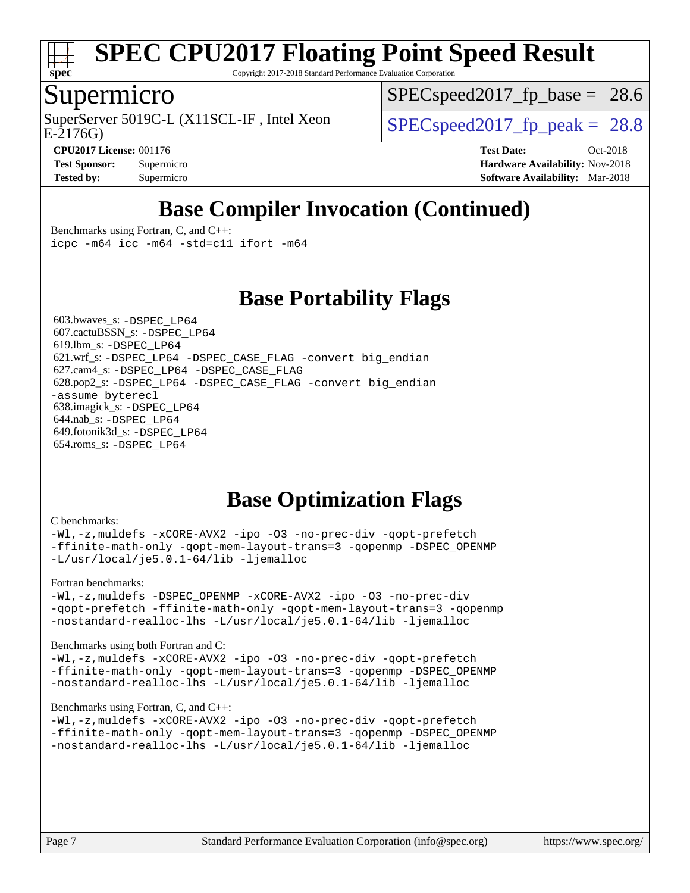# SPEC CPU2017 Floating Point Speed Result

Copyright 2017-2018 Standard Performance Evaluation Corporation

## Supermicro

SuperServer 5019C-L (X11SCL-IF , Intel Xeon E-2176G)

SPECspeed2017_fp_base = 28.6

SPECspeed2017_fp_peak = 28.8

**CPU2017 License:** 001176
**Test Sponsor:** Supermicro
**Tested by:** Supermicro

**Test Date:** Oct-2018
**Hardware Availability:** Nov-2018
**Software Availability:** Mar-2018

## Base Compiler Invocation (Continued)

Benchmarks using Fortran, C, and C++:
```
icpc -m64 icc -m64 -std=c11 ifort -m64
```

## Base Portability Flags

603.bwaves_s: -DSPEC_LP64
607.cactuBSSN_s: -DSPEC_LP64
619.lbm_s: -DSPEC_LP64
621.wrf_s: -DSPEC_LP64 -DSPEC_CASE_FLAG -convert big_endian
627.cam4_s: -DSPEC_LP64 -DSPEC_CASE_FLAG
628.pop2_s: -DSPEC_LP64 -DSPEC_CASE_FLAG -convert big_endian -assume byterecl
638.imagick_s: -DSPEC_LP64
644.nab_s: -DSPEC_LP64
649.fotonik3d_s: -DSPEC_LP64
654.roms_s: -DSPEC_LP64

## Base Optimization Flags

C benchmarks:
```
-Wl,-z,muldefs -xCORE-AVX2 -ipo -O3 -no-prec-div -qopt-prefetch
-ffinite-math-only -qopt-mem-layout-trans=3 -qopenmp -DSPEC_OPENMP
-L/usr/local/je5.0.1-64/lib -ljemalloc
```

Fortran benchmarks:
```
-Wl,-z,muldefs -DSPEC_OPENMP -xCORE-AVX2 -ipo -O3 -no-prec-div
-qopt-prefetch -ffinite-math-only -qopt-mem-layout-trans=3 -qopenmp
-nostandard-realloc-lhs -L/usr/local/je5.0.1-64/lib -ljemalloc
```

Benchmarks using both Fortran and C:
```
-Wl,-z,muldefs -xCORE-AVX2 -ipo -O3 -no-prec-div -qopt-prefetch
-ffinite-math-only -qopt-mem-layout-trans=3 -qopenmp -DSPEC_OPENMP
-nostandard-realloc-lhs -L/usr/local/je5.0.1-64/lib -ljemalloc
```

Benchmarks using Fortran, C, and C++:
```
-Wl,-z,muldefs -xCORE-AVX2 -ipo -O3 -no-prec-div -qopt-prefetch
-ffinite-math-only -qopt-mem-layout-trans=3 -qopenmp -DSPEC_OPENMP
-nostandard-realloc-lhs -L/usr/local/je5.0.1-64/lib -ljemalloc
```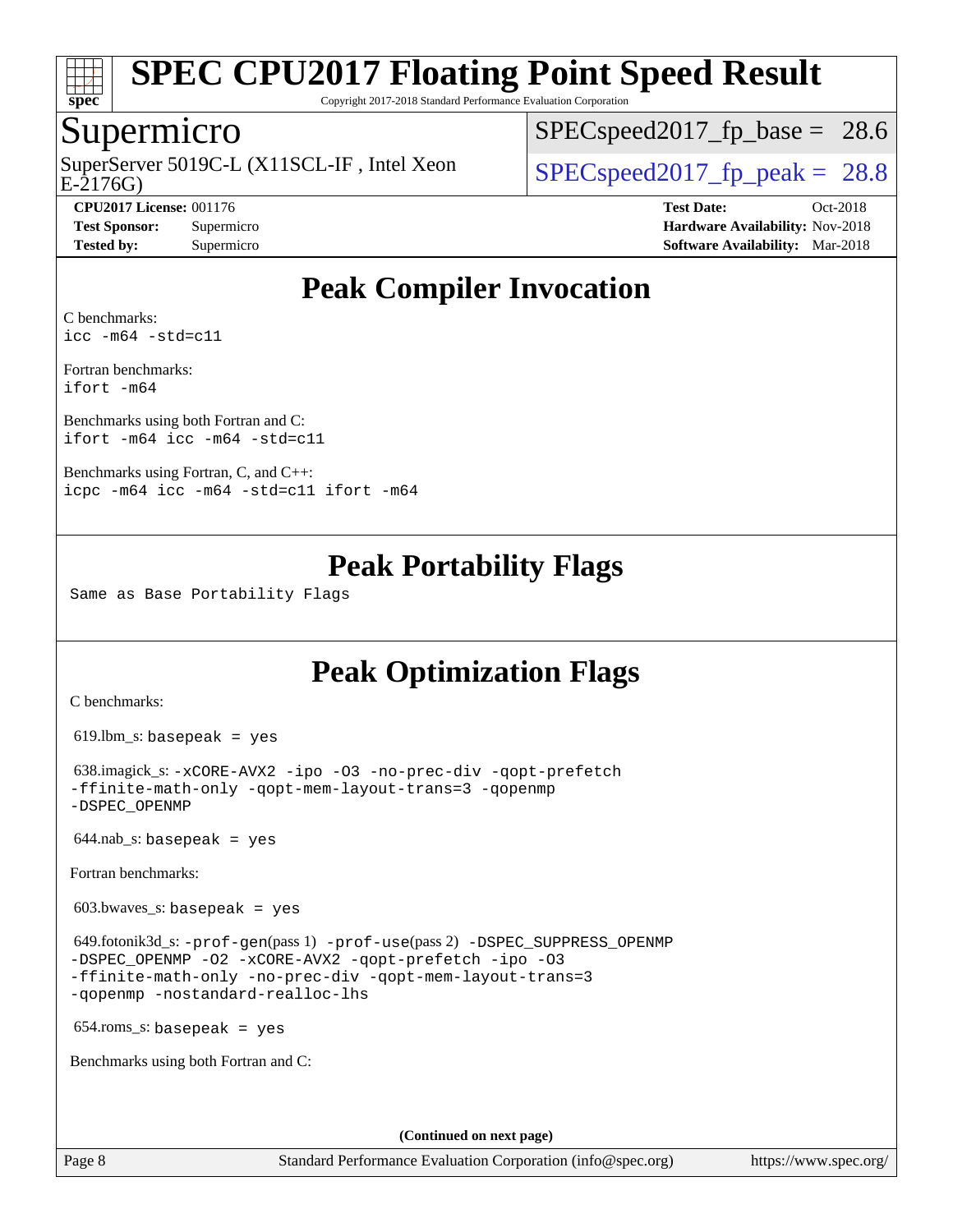# Peak Compiler Invocation

C benchmarks:
icc -m64 -std=c11

Fortran benchmarks:
ifort -m64

Benchmarks using both Fortran and C:
ifort -m64 icc -m64 -std=c11

Benchmarks using Fortran, C, and C++:
icpc -m64 icc -m64 -std=c11 ifort -m64

# Peak Portability Flags

Same as Base Portability Flags

# Peak Optimization Flags

C benchmarks:

619.lbm_s: basepeak = yes

638.imagick_s: -xCORE-AVX2 -ipo -O3 -no-prec-div -qopt-prefetch -ffinite-math-only -qopt-mem-layout-trans=3 -qopenmp -DSPEC_OPENMP

644.nab_s: basepeak = yes

Fortran benchmarks:

603.bwaves_s: basepeak = yes

649.fotonik3d_s: -prof-gen(pass 1) -prof-use(pass 2) -DSPEC_SUPPRESS_OPENMP -DSPEC_OPENMP -O2 -xCORE-AVX2 -qopt-prefetch -ipo -O3 -ffinite-math-only -no-prec-div -qopt-mem-layout-trans=3 -qopenmp -nostandard-realloc-lhs

654.roms_s: basepeak = yes

Benchmarks using both Fortran and C:

(Continued on next page)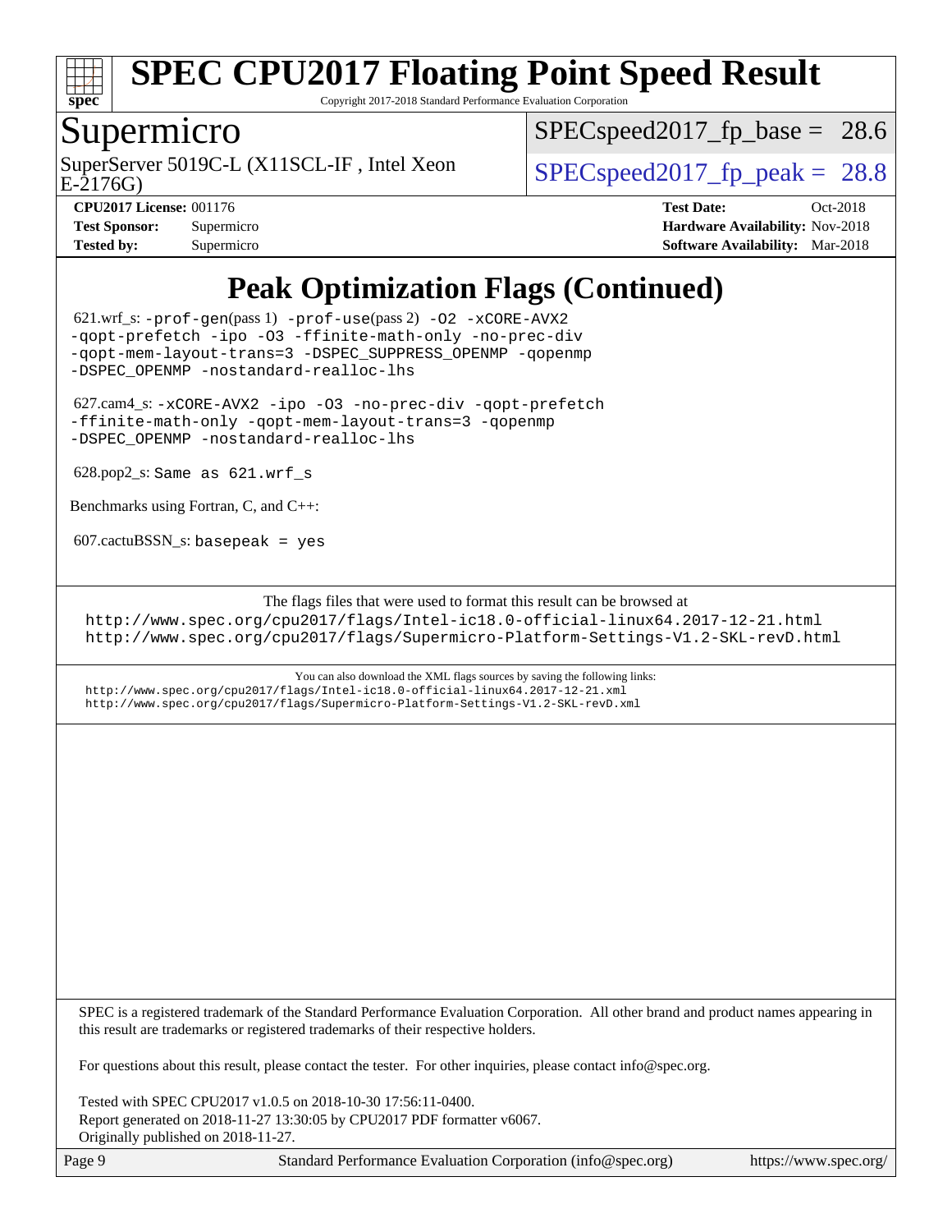# Peak Optimization Flags (Continued)

621.wrf_s: -prof-gen(pass 1) -prof-use(pass 2) -O2 -xCORE-AVX2 -qopt-prefetch -ipo -O3 -ffinite-math-only -no-prec-div -qopt-mem-layout-trans=3 -DSPEC_SUPPRESS_OPENMP -qopenmp -DSPEC_OPENMP -nostandard-realloc-lhs

627.cam4_s: -xCORE-AVX2 -ipo -O3 -no-prec-div -qopt-prefetch -ffinite-math-only -qopt-mem-layout-trans=3 -qopenmp -DSPEC_OPENMP -nostandard-realloc-lhs

628.pop2_s: Same as 621.wrf_s

Benchmarks using Fortran, C, and C++:

607.cactuBSSN_s: basepeak = yes

The flags files that were used to format this result can be browsed at
http://www.spec.org/cpu2017/flags/Intel-ic18.0-official-linux64.2017-12-21.html
http://www.spec.org/cpu2017/flags/Supermicro-Platform-Settings-V1.2-SKL-revD.html

You can also download the XML flags sources by saving the following links:
http://www.spec.org/cpu2017/flags/Intel-ic18.0-official-linux64.2017-12-21.xml
http://www.spec.org/cpu2017/flags/Supermicro-Platform-Settings-V1.2-SKL-revD.xml

SPEC is a registered trademark of the Standard Performance Evaluation Corporation. All other brand and product names appearing in this result are trademarks or registered trademarks of their respective holders.

For questions about this result, please contact the tester. For other inquiries, please contact info@spec.org.

Tested with SPEC CPU2017 v1.0.5 on 2018-10-30 17:56:11-0400.
Report generated on 2018-11-27 13:30:05 by CPU2017 PDF formatter v6067.
Originally published on 2018-11-27.